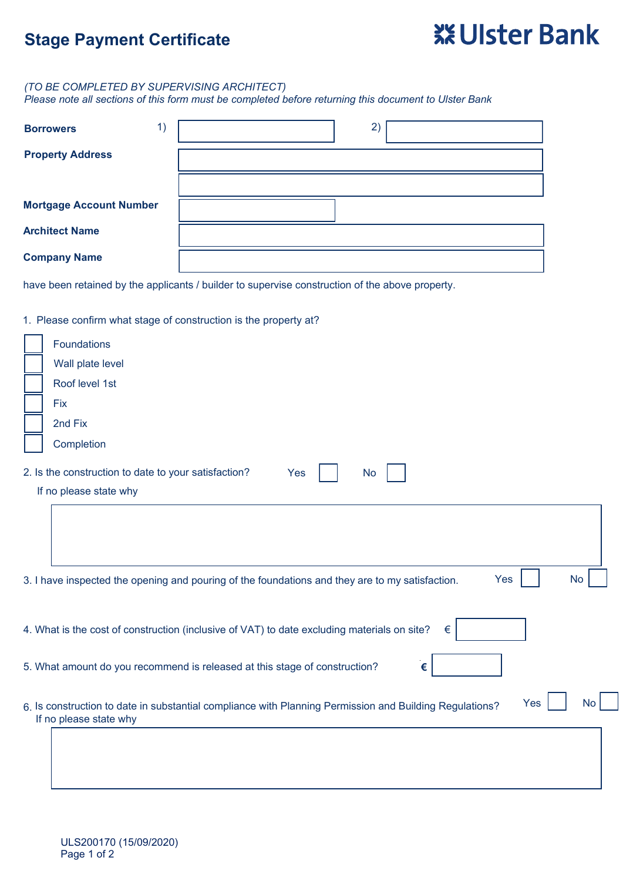# Stage Payment Certificate

**Ulster Bank**

*(TO BE COMPLETED BY SUPERVISING ARCHITECT)*
*Please note all sections of this form must be completed before returning this document to Ulster Bank*

**Borrowers** 1) ____________ 2) ____________

**Property Address** ____________

**Mortgage Account Number** ____________

**Architect Name** ____________

**Company Name** ____________

have been retained by the applicants / builder to supervise construction of the above property.

1. Please confirm what stage of construction is the property at?

- ☐ Foundations
- ☐ Wall plate level
- ☐ Roof level 1st
- ☐ Fix
- ☐ 2nd Fix
- ☐ Completion

2. Is the construction to date to your satisfaction? Yes ☐ No ☐

   If no please state why

   ____________

3. I have inspected the opening and pouring of the foundations and they are to my satisfaction. Yes ☐ No ☐

4. What is the cost of construction (inclusive of VAT) to date excluding materials on site? € ____________

5. What amount do you recommend is released at this stage of construction? € ____________

6. Is construction to date in substantial compliance with Planning Permission and Building Regulations? Yes ☐ No ☐

   If no please state why

   ____________

ULS200170 (15/09/2020)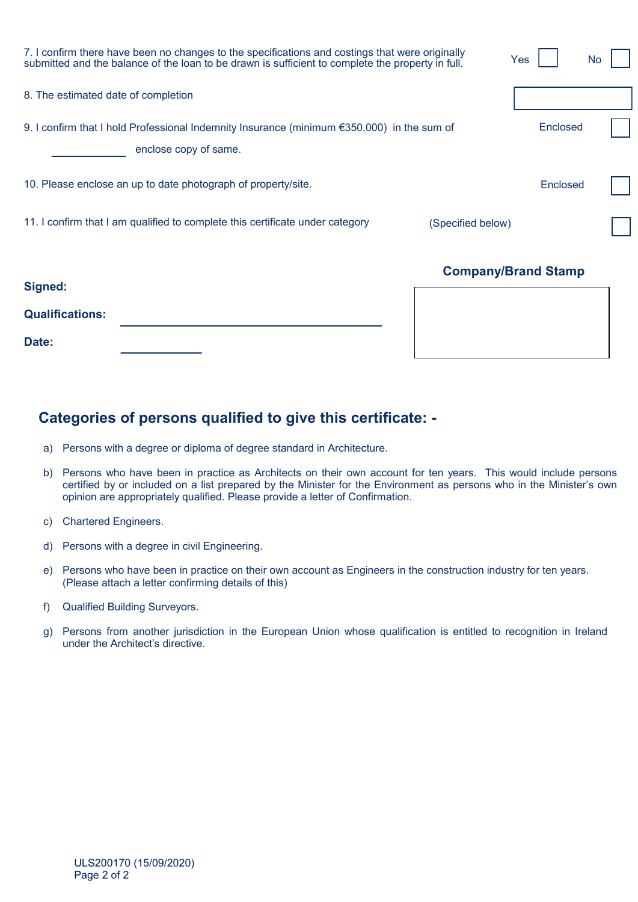7. I confirm there have been no changes to the specifications and costings that were originally submitted and the balance of the loan to be drawn is sufficient to complete the property in full. Yes ☐ No ☐

8. The estimated date of completion ☐

9. I confirm that I hold Professional Indemnity Insurance (minimum €350,000) in the sum of ____________ enclose copy of same. Enclosed ☐

10. Please enclose an up to date photograph of property/site. Enclosed ☐

11. I confirm that I am qualified to complete this certificate under category (Specified below) ☐

**Company/Brand Stamp**

**Signed:**

**Qualifications:** ________________________________

**Date:** ____________

## Categories of persons qualified to give this certificate: -

a) Persons with a degree or diploma of degree standard in Architecture.

b) Persons who have been in practice as Architects on their own account for ten years. This would include persons certified by or included on a list prepared by the Minister for the Environment as persons who in the Minister's own opinion are appropriately qualified. Please provide a letter of Confirmation.

c) Chartered Engineers.

d) Persons with a degree in civil Engineering.

e) Persons who have been in practice on their own account as Engineers in the construction industry for ten years. (Please attach a letter confirming details of this)

f) Qualified Building Surveyors.

g) Persons from another jurisdiction in the European Union whose qualification is entitled to recognition in Ireland under the Architect's directive.

ULS200170 (15/09/2020)